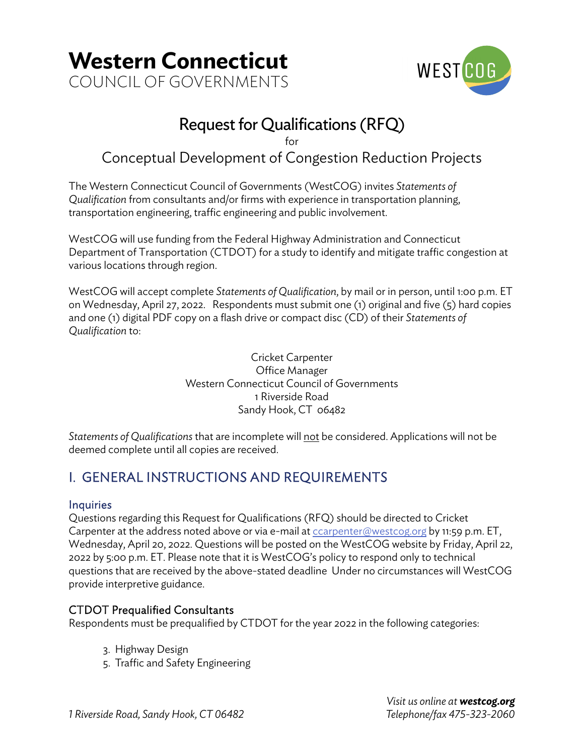# Western Connecticut

COUNCIL OF GOVERNMENTS

## Request for Qualifications (RFQ)

for

## Conceptual Development of Congestion Reduction Projects

The Western Connecticut Council of Governments (WestCOG) invites *Statements of Qualification* from consultants and/or firms with experience in transportation planning, transportation engineering, traffic engineering and public involvement.

WestCOG will use funding from the Federal Highway Administration and Connecticut Department of Transportation (CTDOT) for a study to identify and mitigate traffic congestion at various locations through region.

WestCOG will accept complete *Statements of Qualification*, by mail or in person, until 1:00 p.m. ET on Wednesday, April 27, 2022. Respondents must submit one (1) original and five (5) hard copies and one (1) digital PDF copy on a flash drive or compact disc (CD) of their *Statements of Qualification* to:

Cricket Carpenter
Office Manager
Western Connecticut Council of Governments
1 Riverside Road
Sandy Hook, CT 06482

*Statements of Qualifications* that are incomplete will not be considered. Applications will not be deemed complete until all copies are received.

## I. GENERAL INSTRUCTIONS AND REQUIREMENTS

### Inquiries

Questions regarding this Request for Qualifications (RFQ) should be directed to Cricket Carpenter at the address noted above or via e-mail at ccarpenter@westcog.org by 11:59 p.m. ET, Wednesday, April 20, 2022. Questions will be posted on the WestCOG website by Friday, April 22, 2022 by 5:00 p.m. ET. Please note that it is WestCOG's policy to respond only to technical questions that are received by the above-stated deadline Under no circumstances will WestCOG provide interpretive guidance.

### CTDOT Prequalified Consultants

Respondents must be prequalified by CTDOT for the year 2022 in the following categories:

3. Highway Design
5. Traffic and Safety Engineering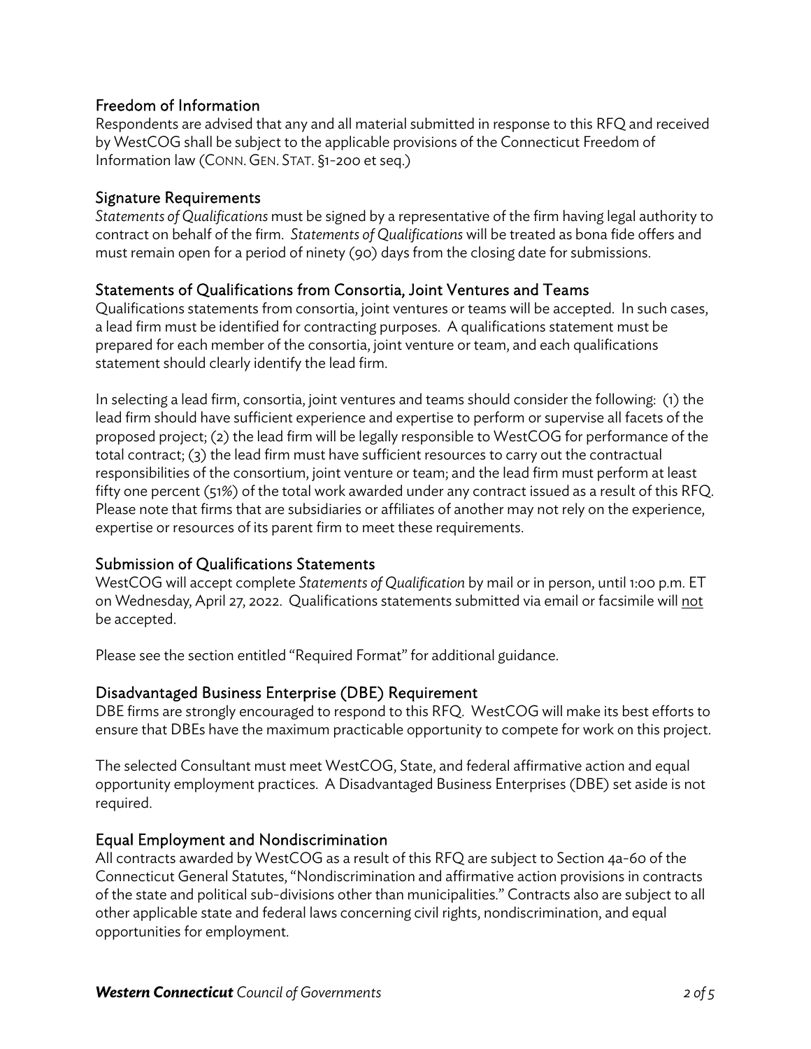## Freedom of Information

Respondents are advised that any and all material submitted in response to this RFQ and received by WestCOG shall be subject to the applicable provisions of the Connecticut Freedom of Information law (CONN. GEN. STAT. §1-200 et seq.)

## Signature Requirements

*Statements of Qualifications* must be signed by a representative of the firm having legal authority to contract on behalf of the firm. *Statements of Qualifications* will be treated as bona fide offers and must remain open for a period of ninety (90) days from the closing date for submissions.

## Statements of Qualifications from Consortia, Joint Ventures and Teams

Qualifications statements from consortia, joint ventures or teams will be accepted. In such cases, a lead firm must be identified for contracting purposes. A qualifications statement must be prepared for each member of the consortia, joint venture or team, and each qualifications statement should clearly identify the lead firm.

In selecting a lead firm, consortia, joint ventures and teams should consider the following: (1) the lead firm should have sufficient experience and expertise to perform or supervise all facets of the proposed project; (2) the lead firm will be legally responsible to WestCOG for performance of the total contract; (3) the lead firm must have sufficient resources to carry out the contractual responsibilities of the consortium, joint venture or team; and the lead firm must perform at least fifty one percent (51%) of the total work awarded under any contract issued as a result of this RFQ. Please note that firms that are subsidiaries or affiliates of another may not rely on the experience, expertise or resources of its parent firm to meet these requirements.

## Submission of Qualifications Statements

WestCOG will accept complete *Statements of Qualification* by mail or in person, until 1:00 p.m. ET on Wednesday, April 27, 2022. Qualifications statements submitted via email or facsimile will <u>not</u> be accepted.

Please see the section entitled "Required Format" for additional guidance.

## Disadvantaged Business Enterprise (DBE) Requirement

DBE firms are strongly encouraged to respond to this RFQ. WestCOG will make its best efforts to ensure that DBEs have the maximum practicable opportunity to compete for work on this project.

The selected Consultant must meet WestCOG, State, and federal affirmative action and equal opportunity employment practices. A Disadvantaged Business Enterprises (DBE) set aside is not required.

## Equal Employment and Nondiscrimination

All contracts awarded by WestCOG as a result of this RFQ are subject to Section 4a-60 of the Connecticut General Statutes, "Nondiscrimination and affirmative action provisions in contracts of the state and political sub-divisions other than municipalities." Contracts also are subject to all other applicable state and federal laws concerning civil rights, nondiscrimination, and equal opportunities for employment.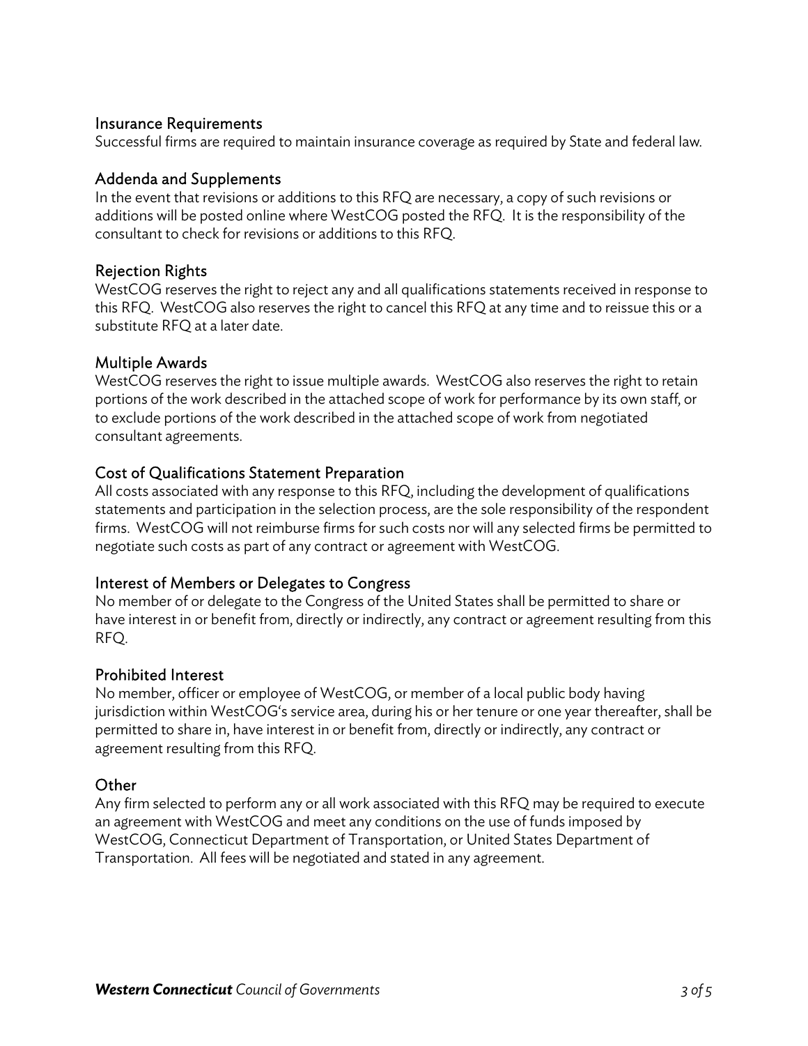## Insurance Requirements

Successful firms are required to maintain insurance coverage as required by State and federal law.

## Addenda and Supplements

In the event that revisions or additions to this RFQ are necessary, a copy of such revisions or additions will be posted online where WestCOG posted the RFQ. It is the responsibility of the consultant to check for revisions or additions to this RFQ.

## Rejection Rights

WestCOG reserves the right to reject any and all qualifications statements received in response to this RFQ. WestCOG also reserves the right to cancel this RFQ at any time and to reissue this or a substitute RFQ at a later date.

## Multiple Awards

WestCOG reserves the right to issue multiple awards. WestCOG also reserves the right to retain portions of the work described in the attached scope of work for performance by its own staff, or to exclude portions of the work described in the attached scope of work from negotiated consultant agreements.

## Cost of Qualifications Statement Preparation

All costs associated with any response to this RFQ, including the development of qualifications statements and participation in the selection process, are the sole responsibility of the respondent firms. WestCOG will not reimburse firms for such costs nor will any selected firms be permitted to negotiate such costs as part of any contract or agreement with WestCOG.

## Interest of Members or Delegates to Congress

No member of or delegate to the Congress of the United States shall be permitted to share or have interest in or benefit from, directly or indirectly, any contract or agreement resulting from this RFQ.

## Prohibited Interest

No member, officer or employee of WestCOG, or member of a local public body having jurisdiction within WestCOG's service area, during his or her tenure or one year thereafter, shall be permitted to share in, have interest in or benefit from, directly or indirectly, any contract or agreement resulting from this RFQ.

## Other

Any firm selected to perform any or all work associated with this RFQ may be required to execute an agreement with WestCOG and meet any conditions on the use of funds imposed by WestCOG, Connecticut Department of Transportation, or United States Department of Transportation. All fees will be negotiated and stated in any agreement.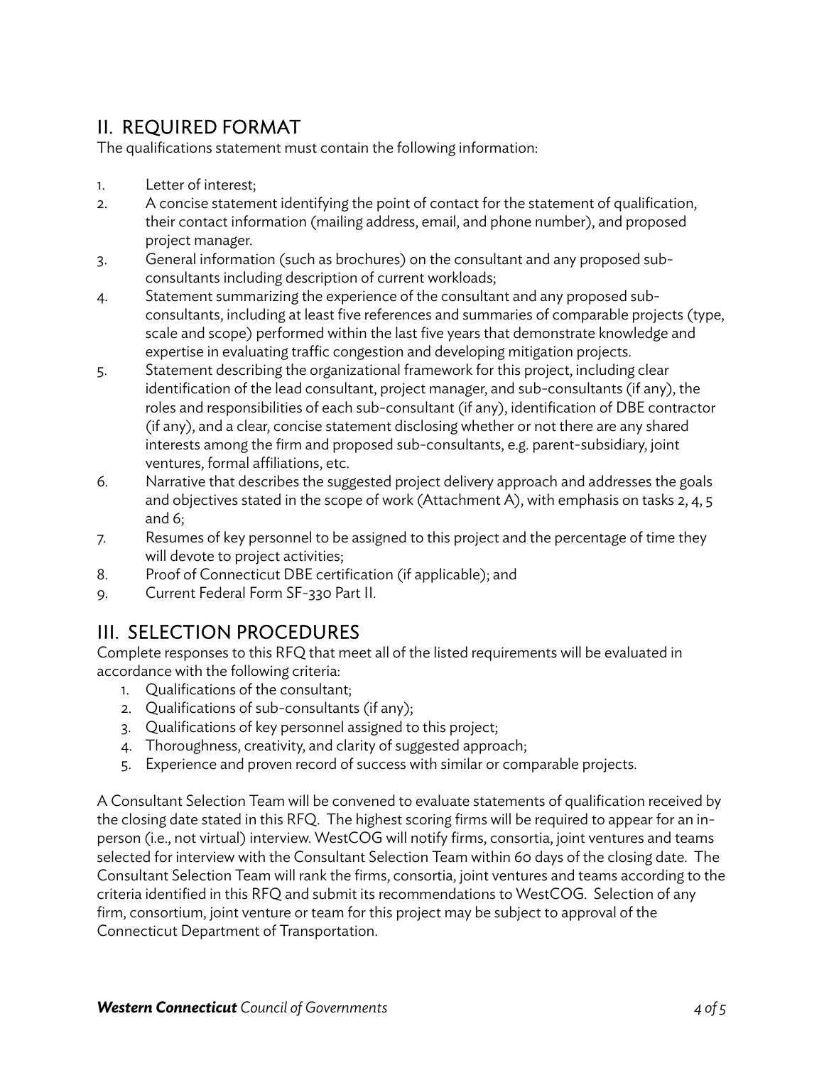## II. REQUIRED FORMAT

The qualifications statement must contain the following information:

1. Letter of interest;
2. A concise statement identifying the point of contact for the statement of qualification, their contact information (mailing address, email, and phone number), and proposed project manager.
3. General information (such as brochures) on the consultant and any proposed sub-consultants including description of current workloads;
4. Statement summarizing the experience of the consultant and any proposed sub-consultants, including at least five references and summaries of comparable projects (type, scale and scope) performed within the last five years that demonstrate knowledge and expertise in evaluating traffic congestion and developing mitigation projects.
5. Statement describing the organizational framework for this project, including clear identification of the lead consultant, project manager, and sub-consultants (if any), the roles and responsibilities of each sub-consultant (if any), identification of DBE contractor (if any), and a clear, concise statement disclosing whether or not there are any shared interests among the firm and proposed sub-consultants, e.g. parent-subsidiary, joint ventures, formal affiliations, etc.
6. Narrative that describes the suggested project delivery approach and addresses the goals and objectives stated in the scope of work (Attachment A), with emphasis on tasks 2, 4, 5 and 6;
7. Resumes of key personnel to be assigned to this project and the percentage of time they will devote to project activities;
8. Proof of Connecticut DBE certification (if applicable); and
9. Current Federal Form SF-330 Part II.

## III. SELECTION PROCEDURES

Complete responses to this RFQ that meet all of the listed requirements will be evaluated in accordance with the following criteria:

1. Qualifications of the consultant;
2. Qualifications of sub-consultants (if any);
3. Qualifications of key personnel assigned to this project;
4. Thoroughness, creativity, and clarity of suggested approach;
5. Experience and proven record of success with similar or comparable projects.

A Consultant Selection Team will be convened to evaluate statements of qualification received by the closing date stated in this RFQ. The highest scoring firms will be required to appear for an in-person (i.e., not virtual) interview. WestCOG will notify firms, consortia, joint ventures and teams selected for interview with the Consultant Selection Team within 60 days of the closing date. The Consultant Selection Team will rank the firms, consortia, joint ventures and teams according to the criteria identified in this RFQ and submit its recommendations to WestCOG. Selection of any firm, consortium, joint venture or team for this project may be subject to approval of the Connecticut Department of Transportation.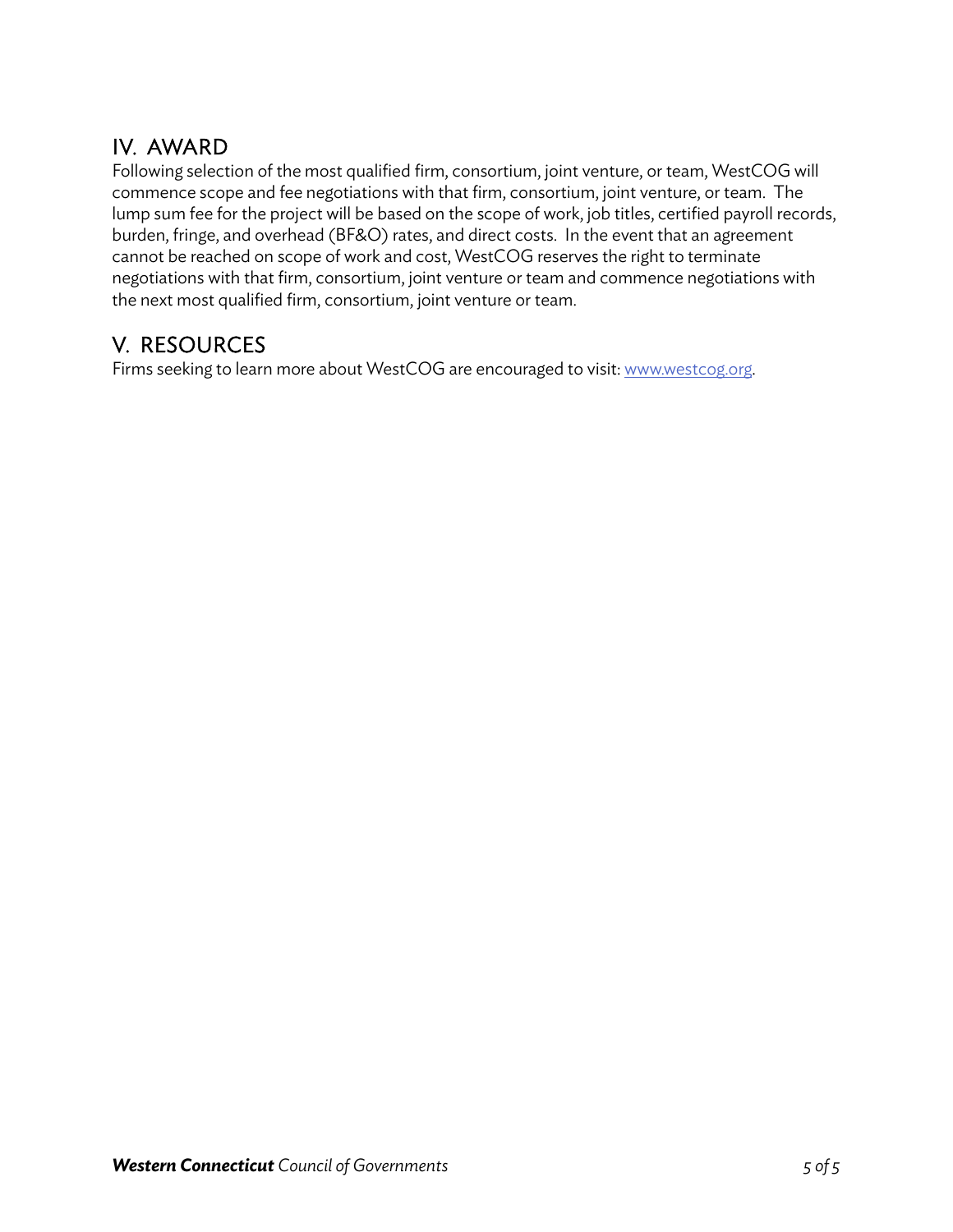## IV. AWARD

Following selection of the most qualified firm, consortium, joint venture, or team, WestCOG will commence scope and fee negotiations with that firm, consortium, joint venture, or team. The lump sum fee for the project will be based on the scope of work, job titles, certified payroll records, burden, fringe, and overhead (BF&O) rates, and direct costs. In the event that an agreement cannot be reached on scope of work and cost, WestCOG reserves the right to terminate negotiations with that firm, consortium, joint venture or team and commence negotiations with the next most qualified firm, consortium, joint venture or team.

## V. RESOURCES

Firms seeking to learn more about WestCOG are encouraged to visit: [www.westcog.org](http://www.westcog.org).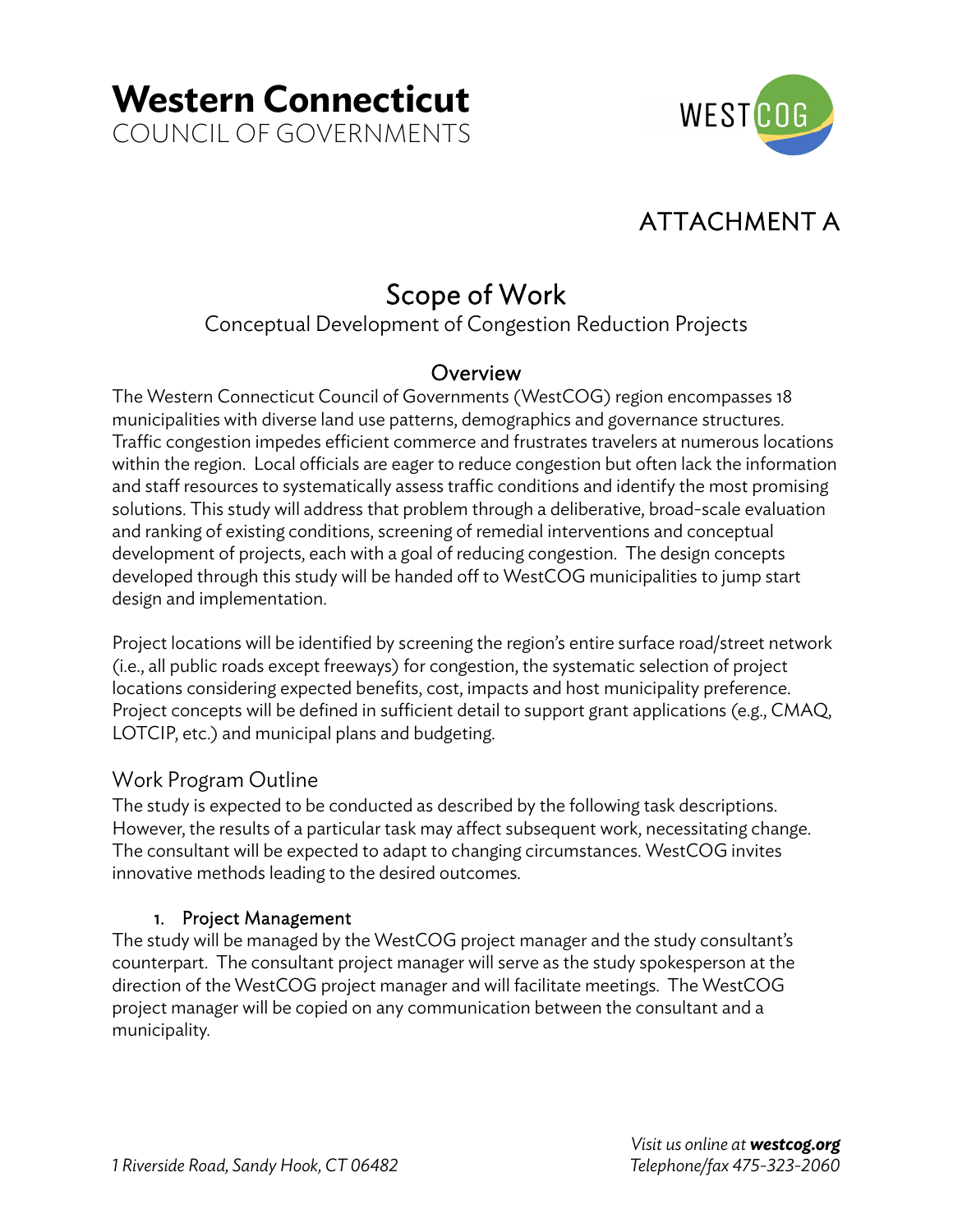# Western Connecticut
COUNCIL OF GOVERNMENTS

## ATTACHMENT A

# Scope of Work

Conceptual Development of Congestion Reduction Projects

## Overview

The Western Connecticut Council of Governments (WestCOG) region encompasses 18 municipalities with diverse land use patterns, demographics and governance structures. Traffic congestion impedes efficient commerce and frustrates travelers at numerous locations within the region. Local officials are eager to reduce congestion but often lack the information and staff resources to systematically assess traffic conditions and identify the most promising solutions. This study will address that problem through a deliberative, broad-scale evaluation and ranking of existing conditions, screening of remedial interventions and conceptual development of projects, each with a goal of reducing congestion. The design concepts developed through this study will be handed off to WestCOG municipalities to jump start design and implementation.

Project locations will be identified by screening the region's entire surface road/street network (i.e., all public roads except freeways) for congestion, the systematic selection of project locations considering expected benefits, cost, impacts and host municipality preference. Project concepts will be defined in sufficient detail to support grant applications (e.g., CMAQ, LOTCIP, etc.) and municipal plans and budgeting.

## Work Program Outline

The study is expected to be conducted as described by the following task descriptions. However, the results of a particular task may affect subsequent work, necessitating change. The consultant will be expected to adapt to changing circumstances. WestCOG invites innovative methods leading to the desired outcomes.

### 1. Project Management

The study will be managed by the WestCOG project manager and the study consultant's counterpart. The consultant project manager will serve as the study spokesperson at the direction of the WestCOG project manager and will facilitate meetings. The WestCOG project manager will be copied on any communication between the consultant and a municipality.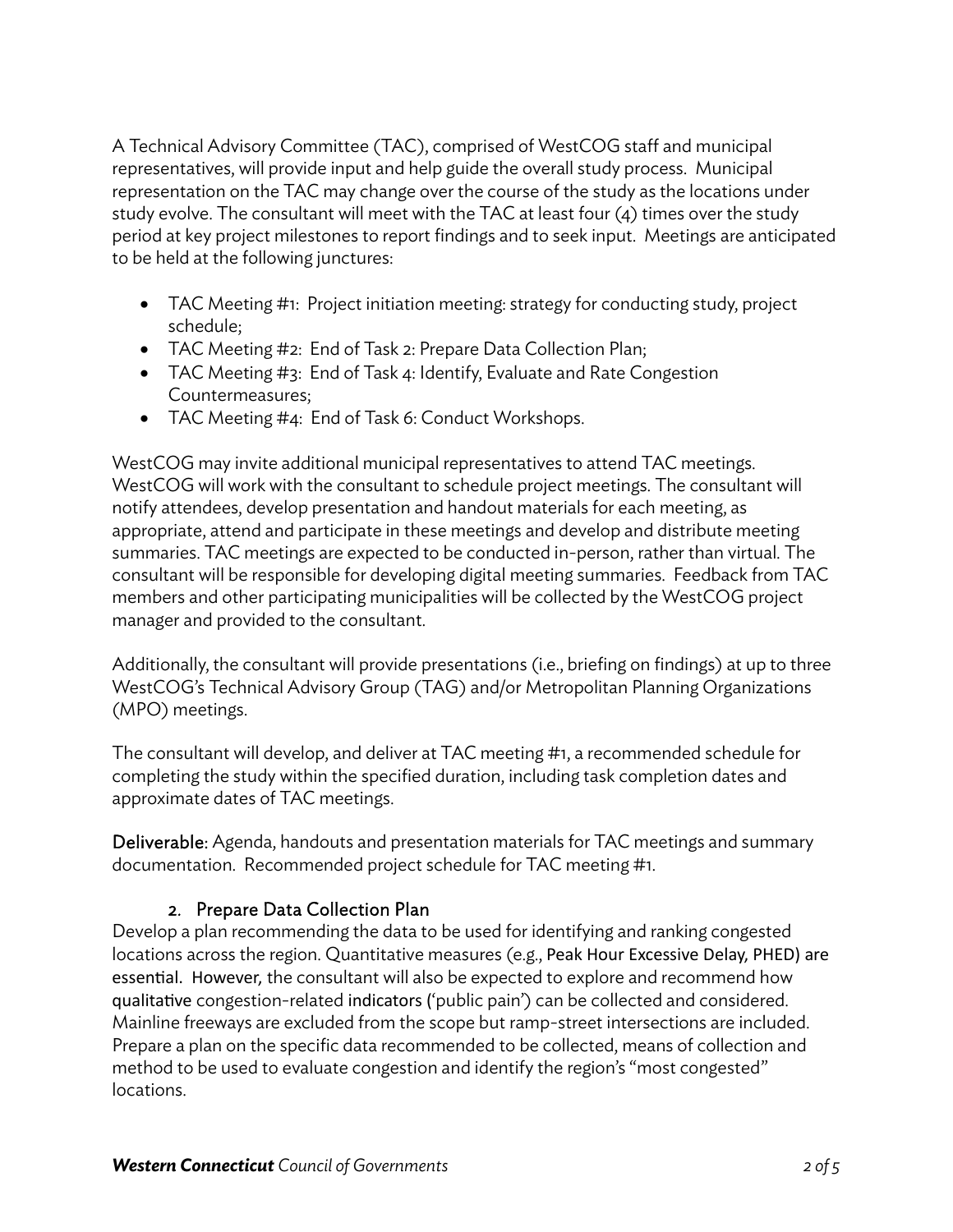A Technical Advisory Committee (TAC), comprised of WestCOG staff and municipal representatives, will provide input and help guide the overall study process. Municipal representation on the TAC may change over the course of the study as the locations under study evolve. The consultant will meet with the TAC at least four (4) times over the study period at key project milestones to report findings and to seek input. Meetings are anticipated to be held at the following junctures:

- TAC Meeting #1: Project initiation meeting: strategy for conducting study, project schedule;
- TAC Meeting #2: End of Task 2: Prepare Data Collection Plan;
- TAC Meeting #3: End of Task 4: Identify, Evaluate and Rate Congestion Countermeasures;
- TAC Meeting #4: End of Task 6: Conduct Workshops.

WestCOG may invite additional municipal representatives to attend TAC meetings. WestCOG will work with the consultant to schedule project meetings. The consultant will notify attendees, develop presentation and handout materials for each meeting, as appropriate, attend and participate in these meetings and develop and distribute meeting summaries. TAC meetings are expected to be conducted in-person, rather than virtual. The consultant will be responsible for developing digital meeting summaries. Feedback from TAC members and other participating municipalities will be collected by the WestCOG project manager and provided to the consultant.

Additionally, the consultant will provide presentations (i.e., briefing on findings) at up to three WestCOG's Technical Advisory Group (TAG) and/or Metropolitan Planning Organizations (MPO) meetings.

The consultant will develop, and deliver at TAC meeting #1, a recommended schedule for completing the study within the specified duration, including task completion dates and approximate dates of TAC meetings.

**Deliverable:** Agenda, handouts and presentation materials for TAC meetings and summary documentation. Recommended project schedule for TAC meeting #1.

### 2. Prepare Data Collection Plan

Develop a plan recommending the data to be used for identifying and ranking congested locations across the region. Quantitative measures (e.g., Peak Hour Excessive Delay, PHED) are essential. However, the consultant will also be expected to explore and recommend how qualitative congestion-related indicators ('public pain') can be collected and considered. Mainline freeways are excluded from the scope but ramp-street intersections are included. Prepare a plan on the specific data recommended to be collected, means of collection and method to be used to evaluate congestion and identify the region's "most congested" locations.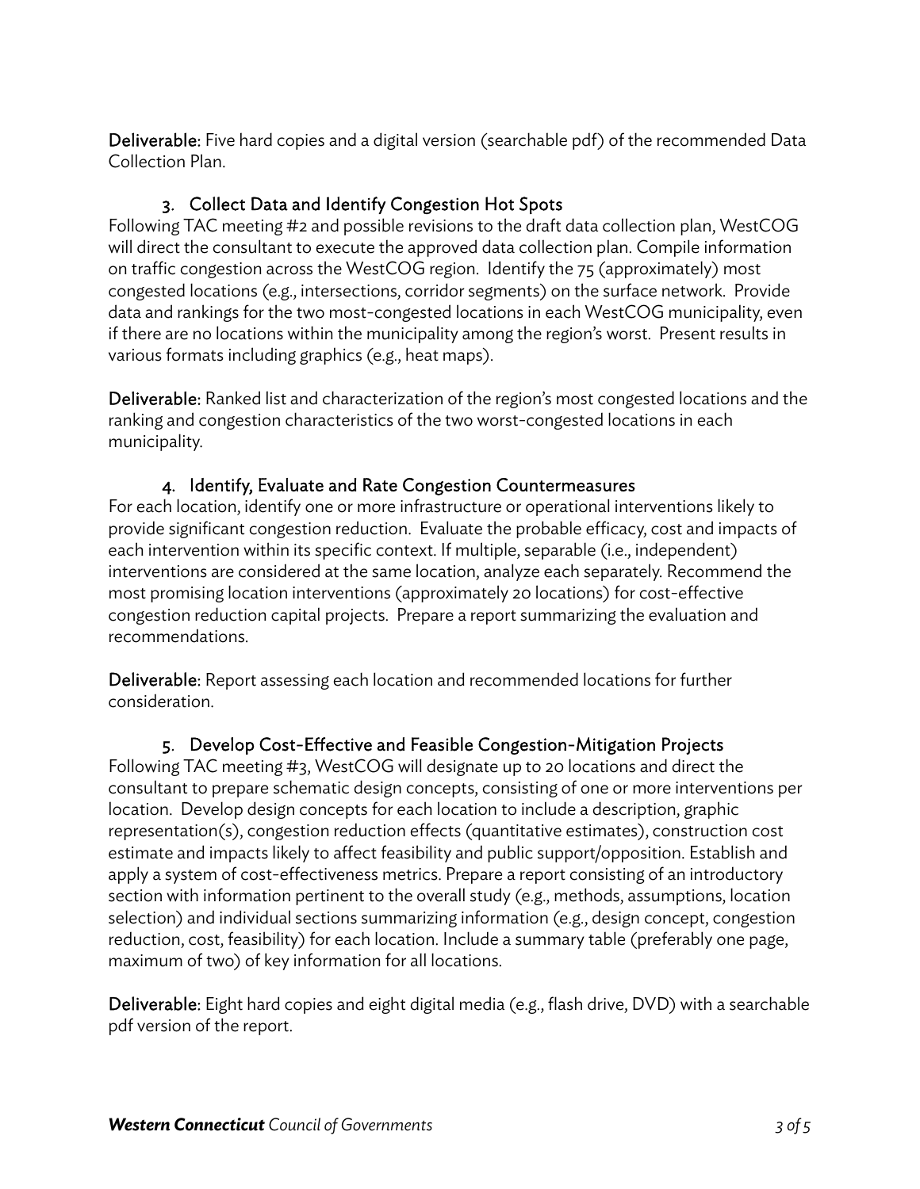**Deliverable:** Five hard copies and a digital version (searchable pdf) of the recommended Data Collection Plan.

### 3. Collect Data and Identify Congestion Hot Spots

Following TAC meeting #2 and possible revisions to the draft data collection plan, WestCOG will direct the consultant to execute the approved data collection plan. Compile information on traffic congestion across the WestCOG region. Identify the 75 (approximately) most congested locations (e.g., intersections, corridor segments) on the surface network. Provide data and rankings for the two most-congested locations in each WestCOG municipality, even if there are no locations within the municipality among the region's worst. Present results in various formats including graphics (e.g., heat maps).

**Deliverable:** Ranked list and characterization of the region's most congested locations and the ranking and congestion characteristics of the two worst-congested locations in each municipality.

### 4. Identify, Evaluate and Rate Congestion Countermeasures

For each location, identify one or more infrastructure or operational interventions likely to provide significant congestion reduction. Evaluate the probable efficacy, cost and impacts of each intervention within its specific context. If multiple, separable (i.e., independent) interventions are considered at the same location, analyze each separately. Recommend the most promising location interventions (approximately 20 locations) for cost-effective congestion reduction capital projects. Prepare a report summarizing the evaluation and recommendations.

**Deliverable:** Report assessing each location and recommended locations for further consideration.

### 5. Develop Cost-Effective and Feasible Congestion-Mitigation Projects

Following TAC meeting #3, WestCOG will designate up to 20 locations and direct the consultant to prepare schematic design concepts, consisting of one or more interventions per location. Develop design concepts for each location to include a description, graphic representation(s), congestion reduction effects (quantitative estimates), construction cost estimate and impacts likely to affect feasibility and public support/opposition. Establish and apply a system of cost-effectiveness metrics. Prepare a report consisting of an introductory section with information pertinent to the overall study (e.g., methods, assumptions, location selection) and individual sections summarizing information (e.g., design concept, congestion reduction, cost, feasibility) for each location. Include a summary table (preferably one page, maximum of two) of key information for all locations.

**Deliverable:** Eight hard copies and eight digital media (e.g., flash drive, DVD) with a searchable pdf version of the report.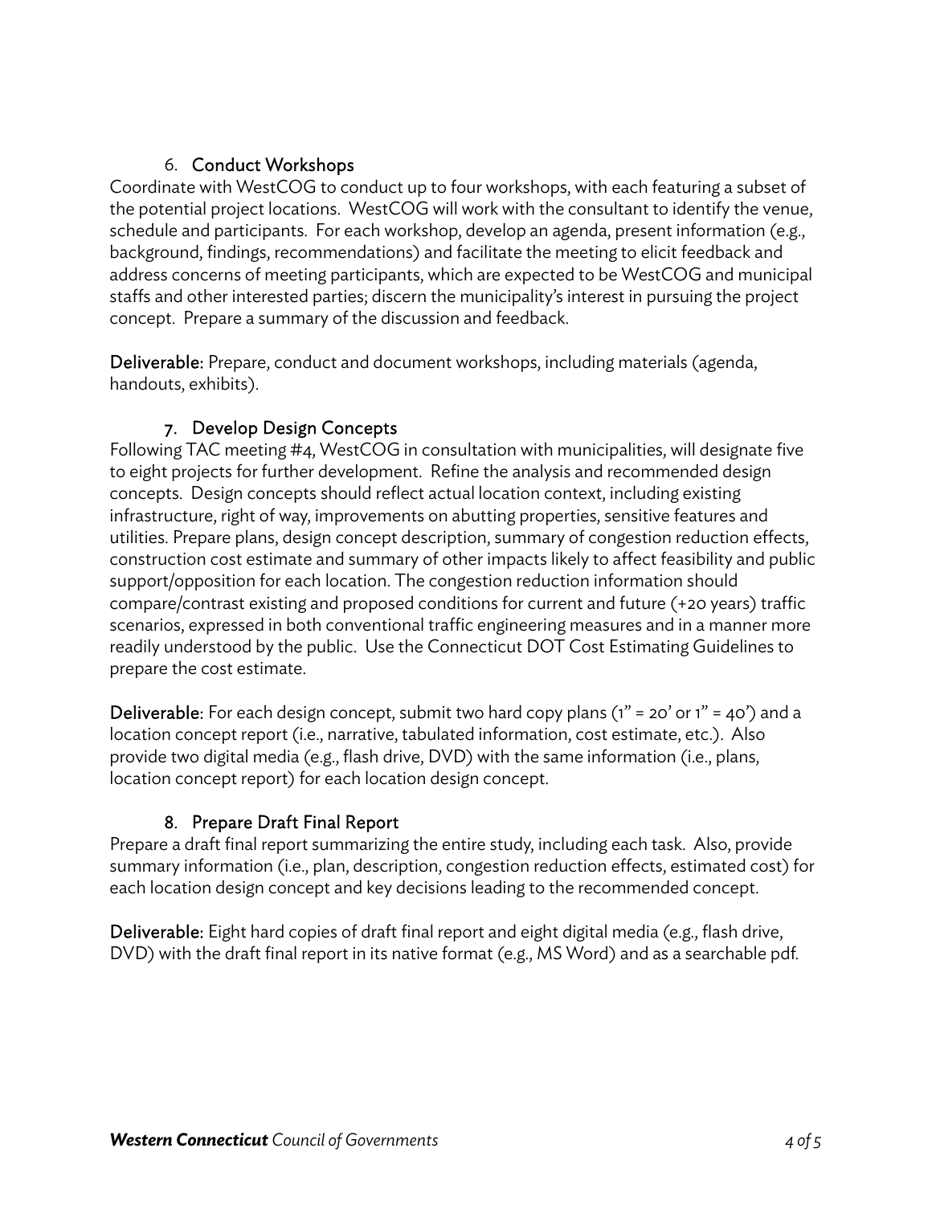### 6. Conduct Workshops

Coordinate with WestCOG to conduct up to four workshops, with each featuring a subset of the potential project locations. WestCOG will work with the consultant to identify the venue, schedule and participants. For each workshop, develop an agenda, present information (e.g., background, findings, recommendations) and facilitate the meeting to elicit feedback and address concerns of meeting participants, which are expected to be WestCOG and municipal staffs and other interested parties; discern the municipality's interest in pursuing the project concept. Prepare a summary of the discussion and feedback.

**Deliverable:** Prepare, conduct and document workshops, including materials (agenda, handouts, exhibits).

### 7. Develop Design Concepts

Following TAC meeting #4, WestCOG in consultation with municipalities, will designate five to eight projects for further development. Refine the analysis and recommended design concepts. Design concepts should reflect actual location context, including existing infrastructure, right of way, improvements on abutting properties, sensitive features and utilities. Prepare plans, design concept description, summary of congestion reduction effects, construction cost estimate and summary of other impacts likely to affect feasibility and public support/opposition for each location. The congestion reduction information should compare/contrast existing and proposed conditions for current and future (+20 years) traffic scenarios, expressed in both conventional traffic engineering measures and in a manner more readily understood by the public. Use the Connecticut DOT Cost Estimating Guidelines to prepare the cost estimate.

**Deliverable:** For each design concept, submit two hard copy plans (1" = 20' or 1" = 40') and a location concept report (i.e., narrative, tabulated information, cost estimate, etc.). Also provide two digital media (e.g., flash drive, DVD) with the same information (i.e., plans, location concept report) for each location design concept.

### 8. Prepare Draft Final Report

Prepare a draft final report summarizing the entire study, including each task. Also, provide summary information (i.e., plan, description, congestion reduction effects, estimated cost) for each location design concept and key decisions leading to the recommended concept.

**Deliverable:** Eight hard copies of draft final report and eight digital media (e.g., flash drive, DVD) with the draft final report in its native format (e.g., MS Word) and as a searchable pdf.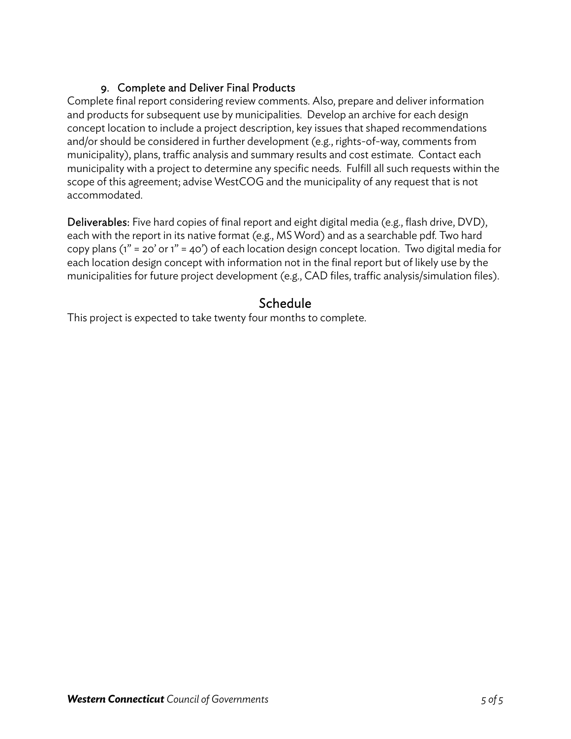### 9. Complete and Deliver Final Products

Complete final report considering review comments. Also, prepare and deliver information and products for subsequent use by municipalities. Develop an archive for each design concept location to include a project description, key issues that shaped recommendations and/or should be considered in further development (e.g., rights-of-way, comments from municipality), plans, traffic analysis and summary results and cost estimate. Contact each municipality with a project to determine any specific needs. Fulfill all such requests within the scope of this agreement; advise WestCOG and the municipality of any request that is not accommodated.

**Deliverables:** Five hard copies of final report and eight digital media (e.g., flash drive, DVD), each with the report in its native format (e.g., MS Word) and as a searchable pdf. Two hard copy plans (1" = 20' or 1" = 40') of each location design concept location. Two digital media for each location design concept with information not in the final report but of likely use by the municipalities for future project development (e.g., CAD files, traffic analysis/simulation files).

## Schedule

This project is expected to take twenty four months to complete.